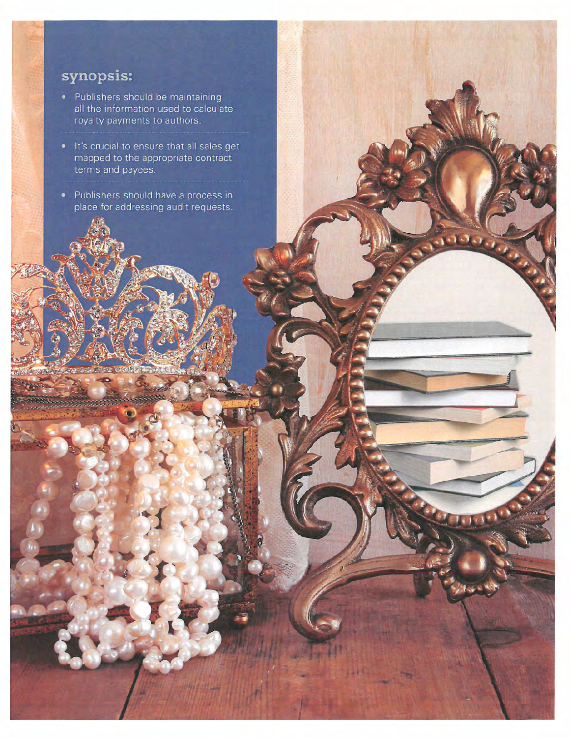## synopsis:

- Publishers should be maintaining all the information used to calculate royalty payments to authors.
- It's crucial to ensure that all sales get mapped to the appropriate contract terms and payees.
- Publishers should have a process in place for addressing audit requests.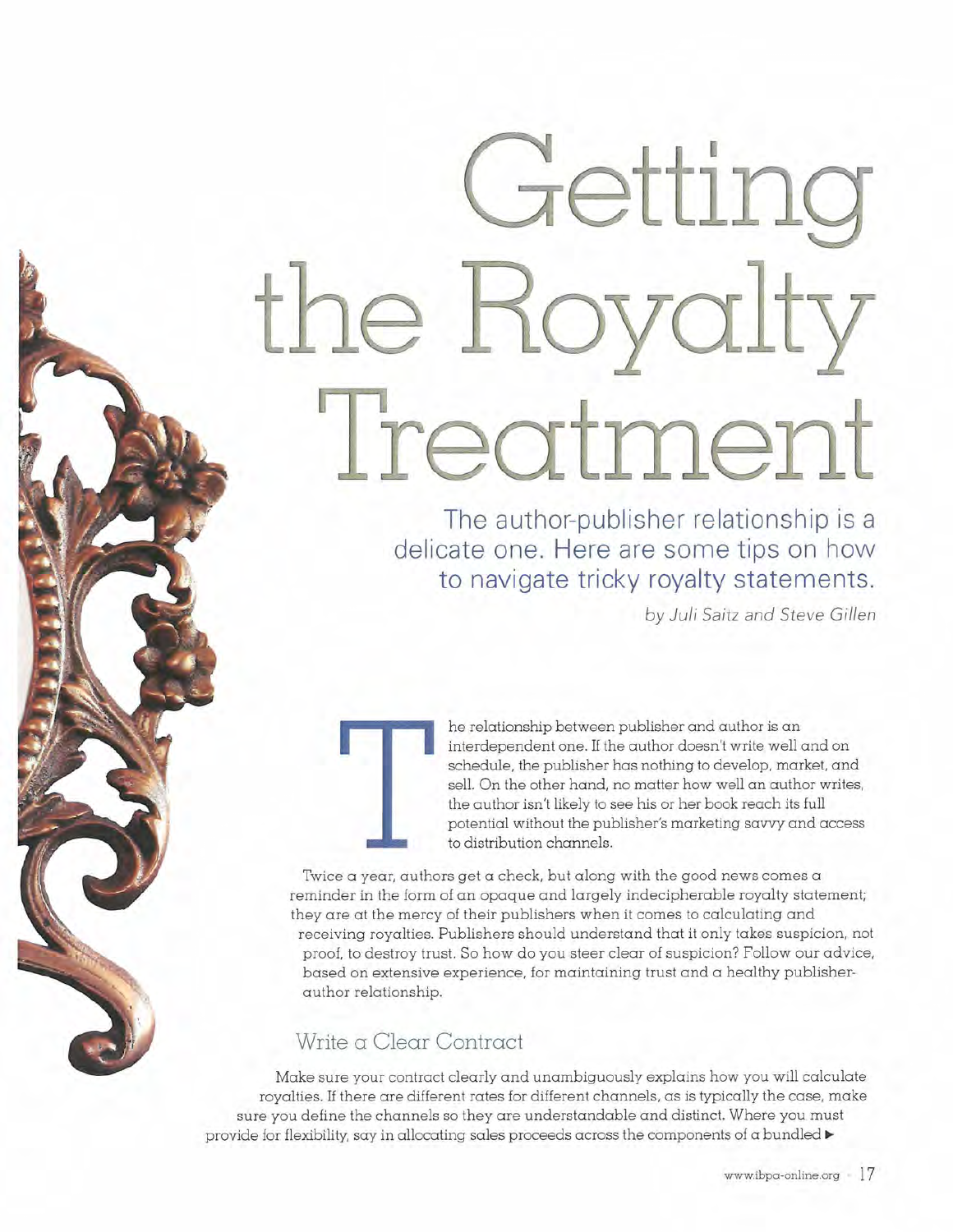# Getting the Royalty Treatment

## The author-publisher relationship is a delicate one. Here are some tips on how to navigate tricky royalty statements.

*by Juli Saitz and Steve Gillen*

The relationship between publisher and author is an interdependent one. If the author doesn't write well and on schedule, the publisher has nothing to develop, market, and sell. On the other hand, no matter how well an author writes, the author isn't likely to see his or her book reach its full potential without the publisher's marketing savvy and access to distribution channels.

Twice a year, authors get a check, but along with the good news comes a reminder in the form of an opaque and largely indecipherable royalty statement; they are at the mercy of their publishers when it comes to calculating and receiving royalties. Publishers should understand that it only takes suspicion, not proof, to destroy trust. So how do you steer clear of suspicion? Follow our advice, based on extensive experience, for maintaining trust and a healthy publisher-author relationship.

### Write a Clear Contract

Make sure your contract clearly and unambiguously explains how you will calculate royalties. If there are different rates for different channels, as is typically the case, make sure you define the channels so they are understandable and distinct. Where you must provide for flexibility, say in allocating sales proceeds across the components of a bundled ▶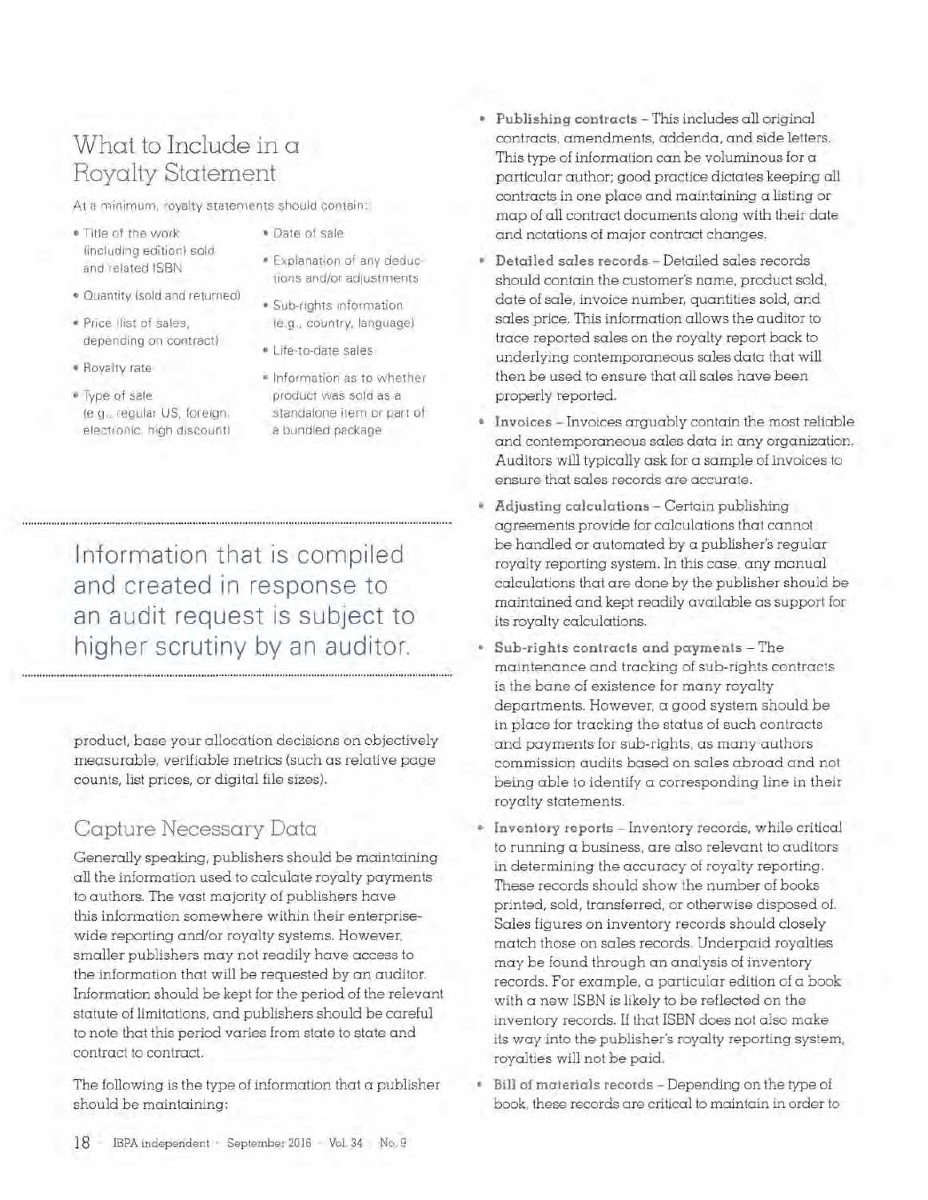## What to Include in a Royalty Statement

At a minimum, royalty statements should contain:

- Title of the work (including edition) sold and related ISBN
- Quantity (sold and returned)
- Price (list of sales, depending on contract)
- Royalty rate
- Type of sale (e.g., regular US, foreign, electronic, high discount)
- Date of sale
- Explanation of any deductions and/or adjustments
- Sub-rights information (e.g., country, language)
- Life-to-date sales
- Information as to whether product was sold as a standalone item or part of a bundled package

> Information that is compiled and created in response to an audit request is subject to higher scrutiny by an auditor.

product, base your allocation decisions on objectively measurable, verifiable metrics (such as relative page counts, list prices, or digital file sizes).

### Capture Necessary Data

Generally speaking, publishers should be maintaining all the information used to calculate royalty payments to authors. The vast majority of publishers have this information somewhere within their enterprise-wide reporting and/or royalty systems. However, smaller publishers may not readily have access to the information that will be requested by an auditor. Information should be kept for the period of the relevant statute of limitations, and publishers should be careful to note that this period varies from state to state and contract to contract.

The following is the type of information that a publisher should be maintaining:

- **Publishing contracts** – This includes all original contracts, amendments, addenda, and side letters. This type of information can be voluminous for a particular author; good practice dictates keeping all contracts in one place and maintaining a listing or map of all contract documents along with their date and notations of major contract changes.
- **Detailed sales records** – Detailed sales records should contain the customer's name, product sold, date of sale, invoice number, quantities sold, and sales price. This information allows the auditor to trace reported sales on the royalty report back to underlying contemporaneous sales data that will then be used to ensure that all sales have been properly reported.
- **Invoices** – Invoices arguably contain the most reliable and contemporaneous sales data in any organization. Auditors will typically ask for a sample of invoices to ensure that sales records are accurate.
- **Adjusting calculations** – Certain publishing agreements provide for calculations that cannot be handled or automated by a publisher's regular royalty reporting system. In this case, any manual calculations that are done by the publisher should be maintained and kept readily available as support for its royalty calculations.
- **Sub-rights contracts and payments** – The maintenance and tracking of sub-rights contracts is the bane of existence for many royalty departments. However, a good system should be in place for tracking the status of such contracts and payments for sub-rights, as many authors commission audits based on sales abroad and not being able to identify a corresponding line in their royalty statements.
- **Inventory reports** – Inventory records, while critical to running a business, are also relevant to auditors in determining the accuracy of royalty reporting. These records should show the number of books printed, sold, transferred, or otherwise disposed of. Sales figures on inventory records should closely match those on sales records. Underpaid royalties may be found through an analysis of inventory records. For example, a particular edition of a book with a new ISBN is likely to be reflected on the inventory records. If that ISBN does not also make its way into the publisher's royalty reporting system, royalties will not be paid.
- **Bill of materials records** – Depending on the type of book, these records are critical to maintain in order to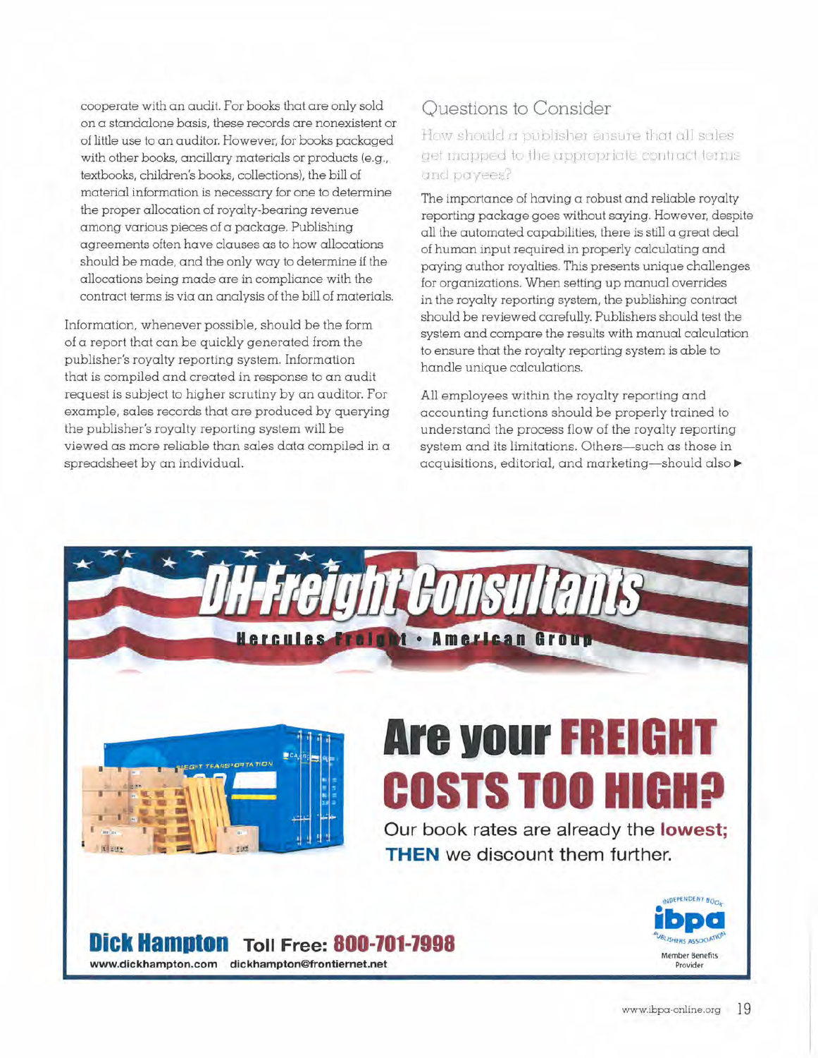cooperate with an audit. For books that are only sold on a standalone basis, these records are nonexistent or of little use to an auditor. However, for books packaged with other books, ancillary materials or products (e.g., textbooks, children's books, collections), the bill of material information is necessary for one to determine the proper allocation of royalty-bearing revenue among various pieces of a package. Publishing agreements often have clauses as to how allocations should be made, and the only way to determine if the allocations being made are in compliance with the contract terms is via an analysis of the bill of materials.

Information, whenever possible, should be the form of a report that can be quickly generated from the publisher's royalty reporting system. Information that is compiled and created in response to an audit request is subject to higher scrutiny by an auditor. For example, sales records that are produced by querying the publisher's royalty reporting system will be viewed as more reliable than sales data compiled in a spreadsheet by an individual.

## Questions to Consider

### How should a publisher ensure that all sales get mapped to the appropriate contract terms and payees?

The importance of having a robust and reliable royalty reporting package goes without saying. However, despite all the automated capabilities, there is still a great deal of human input required in properly calculating and paying author royalties. This presents unique challenges for organizations. When setting up manual overrides in the royalty reporting system, the publishing contract should be reviewed carefully. Publishers should test the system and compare the results with manual calculation to ensure that the royalty reporting system is able to handle unique calculations.

All employees within the royalty reporting and accounting functions should be properly trained to understand the process flow of the royalty reporting system and its limitations. Others—such as those in acquisitions, editorial, and marketing—should also ▶

DH-Freight Consultants

Hercules Freight • American Group

Are your FREIGHT COSTS TOO HIGH?

Our book rates are already the **lowest; THEN** we discount them further.

**Dick Hampton** Toll Free: 800-701-7998

www.dickhampton.com dickhampton@frontiernet.net

Independent Book Publishers Association ibpa Member Benefits Provider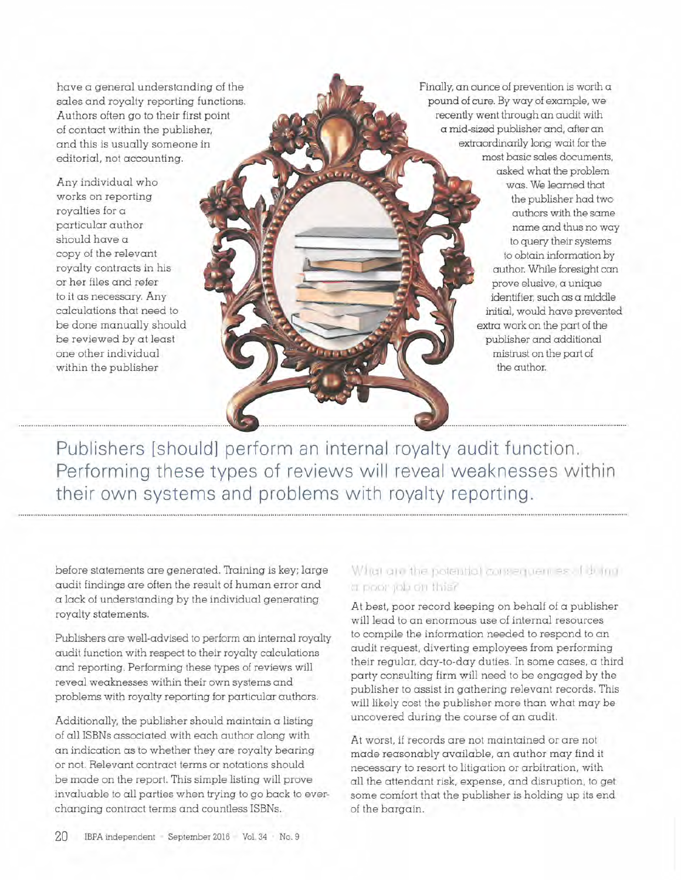have a general understanding of the sales and royalty reporting functions. Authors often go to their first point of contact within the publisher, and this is usually someone in editorial, not accounting.

Any individual who works on reporting royalties for a particular author should have a copy of the relevant royalty contracts in his or her files and refer to it as necessary. Any calculations that need to be done manually should be reviewed by at least one other individual within the publisher before statements are generated. Training is key; large audit findings are often the result of human error and a lack of understanding by the individual generating royalty statements.

Publishers are well-advised to perform an internal royalty audit function with respect to their royalty calculations and reporting. Performing these types of reviews will reveal weaknesses within their own systems and problems with royalty reporting for particular authors.

Additionally, the publisher should maintain a listing of all ISBNs associated with each author along with an indication as to whether they are royalty bearing or not. Relevant contract terms or notations should be made on the report. This simple listing will prove invaluable to all parties when trying to go back to ever-changing contract terms and countless ISBNs.

Finally, an ounce of prevention is worth a pound of cure. By way of example, we recently went through an audit with a mid-sized publisher and, after an extraordinarily long wait for the most basic sales documents, asked what the problem was. We learned that the publisher had two authors with the same name and thus no way to query their systems to obtain information by author. While foresight can prove elusive, a unique identifier, such as a middle initial, would have prevented extra work on the part of the publisher and additional mistrust on the part of the author.

> Publishers [should] perform an internal royalty audit function. Performing these types of reviews will reveal weaknesses within their own systems and problems with royalty reporting.

### What are the potential consequences of doing a poor job on this?

At best, poor record keeping on behalf of a publisher will lead to an enormous use of internal resources to compile the information needed to respond to an audit request, diverting employees from performing their regular, day-to-day duties. In some cases, a third party consulting firm will need to be engaged by the publisher to assist in gathering relevant records. This will likely cost the publisher more than what may be uncovered during the course of an audit.

At worst, if records are not maintained or are not made reasonably available, an author may find it necessary to resort to litigation or arbitration, with all the attendant risk, expense, and disruption, to get some comfort that the publisher is holding up its end of the bargain.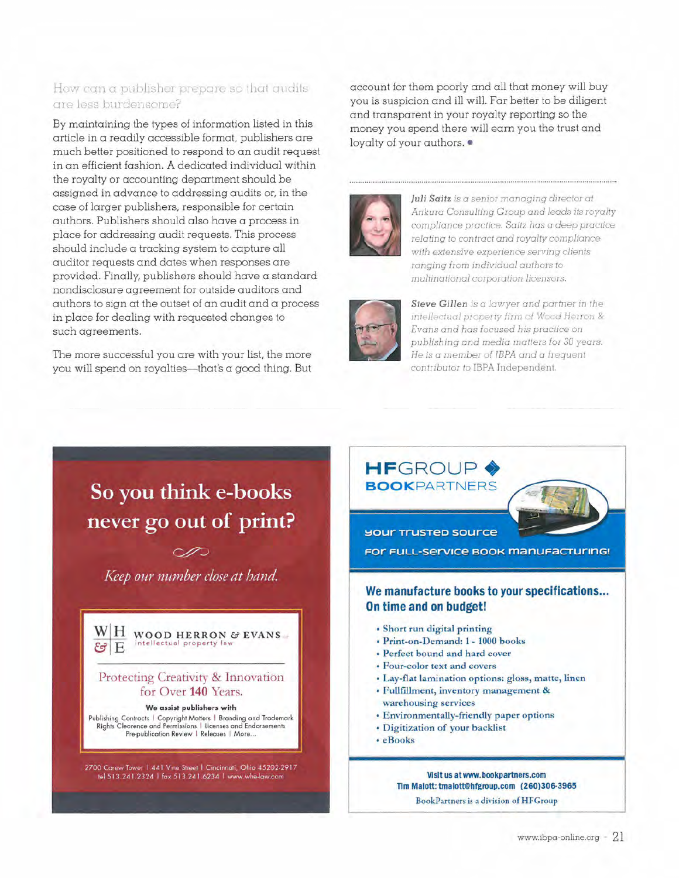### How can a publisher prepare so that audits are less burdensome?

By maintaining the types of information listed in this article in a readily accessible format, publishers are much better positioned to respond to an audit request in an efficient fashion. A dedicated individual within the royalty or accounting department should be assigned in advance to addressing audits or, in the case of larger publishers, responsible for certain authors. Publishers should also have a process in place for addressing audit requests. This process should include a tracking system to capture all auditor requests and dates when responses are provided. Finally, publishers should have a standard nondisclosure agreement for outside auditors and authors to sign at the outset of an audit and a process in place for dealing with requested changes to such agreements.

The more successful you are with your list, the more you will spend on royalties—that's a good thing. But account for them poorly and all that money will buy you is suspicion and ill will. Far better to be diligent and transparent in your royalty reporting so the money you spend there will earn you the trust and loyalty of your authors. ●

---

***Juli Saitz*** *is a senior managing director at Ankura Consulting Group and leads its royalty compliance practice. Saitz has a deep practice relating to contract and royalty compliance with extensive experience serving clients ranging from individual authors to multinational corporation licensors.*

***Steve Gillen*** *is a lawyer and partner in the intellectual property firm of Wood Herron & Evans and has focused his practice on publishing and media matters for 30 years. He is a member of IBPA and a frequent contributor to IBPA Independent.*

---

**So you think e-books never go out of print?**

*Keep our number close at hand.*

**WOOD HERRON & EVANS** intellectual property law

Protecting Creativity & Innovation for Over **140** Years.

**We assist publishers with**

Publishing Contracts | Copyright Matters | Branding and Trademark Rights Clearance and Permissions | Licenses and Endorsements Pre-publication Review | Releases | More...

2700 Carew Tower | 441 Vine Street | Cincinnati, Ohio 45202-2917
tel 513.241.2324 | fax 513.241.6234 | www.whe-law.com

---

**HFGROUP BOOKPARTNERS**

your trusted source for full-service book manufacturing!

**We manufacture books to your specifications... On time and on budget!**

- Short run digital printing
- Print-on-Demand: 1 - 1000 books
- Perfect bound and hard cover
- Four-color text and covers
- Lay-flat lamination options: gloss, matte, linen
- Fullfillment, inventory management & warehousing services
- Environmentally-friendly paper options
- Digitization of your backlist
- eBooks

**Visit us at www.bookpartners.com**
**Tim Malott: tmalott@hfgroup.com (260)306-3965**
BookPartners is a division of HFGroup